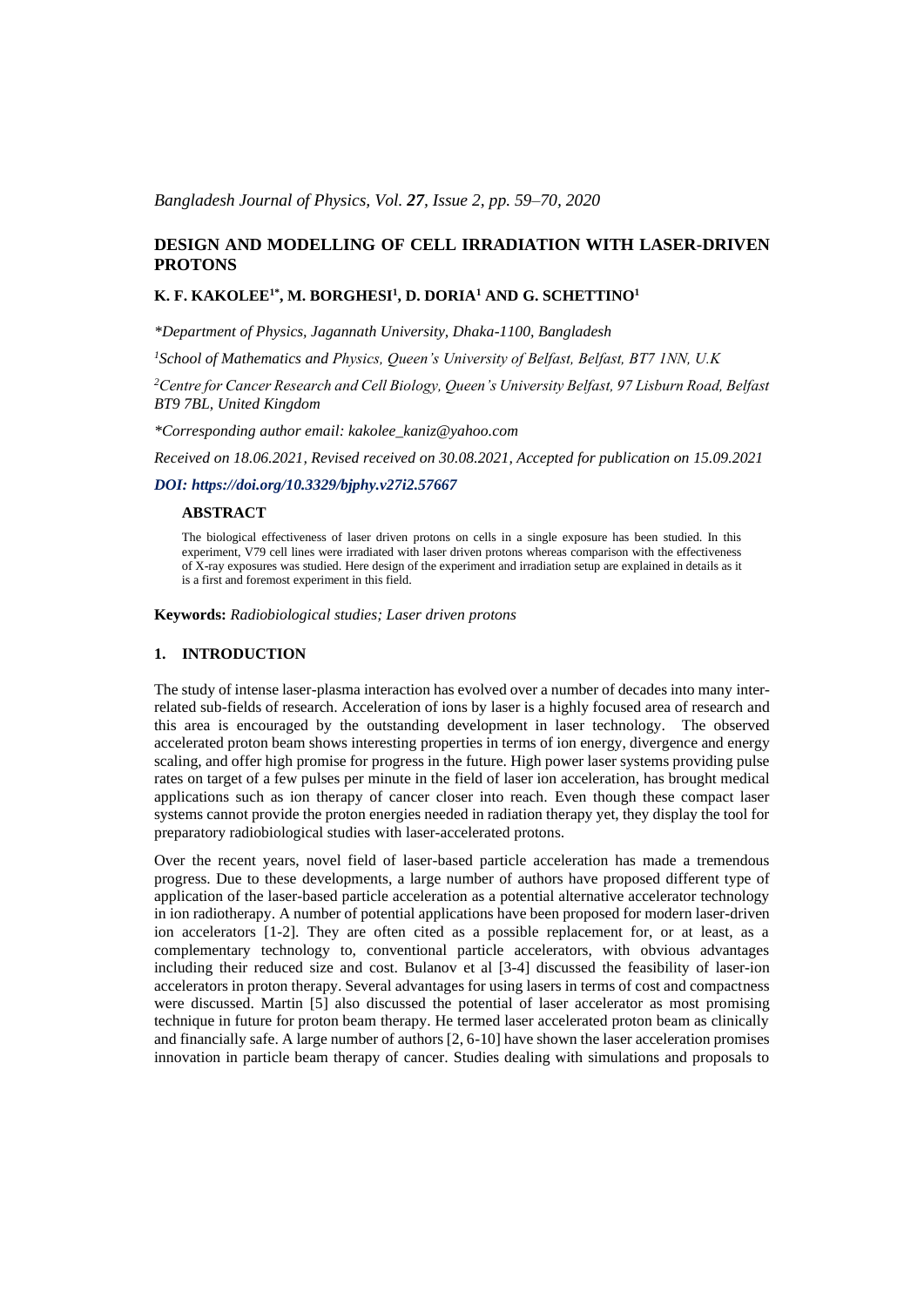# DESIGN AND MODELLING OF CELL IRRADIATION WITH LASER-DRIVEN PROTONS

**K. F. KAKOLEE[1*], M. BORGHESI[1], D. DORIA[1] AND G. SCHETTINO[1]**

*\*Department of Physics, Jagannath University, Dhaka-1100, Bangladesh*

*[1]School of Mathematics and Physics, Queen's University of Belfast, Belfast, BT7 1NN, U.K*

*[2]Centre for Cancer Research and Cell Biology, Queen's University Belfast, 97 Lisburn Road, Belfast BT9 7BL, United Kingdom*

*\*Corresponding author email: kakolee_kaniz@yahoo.com*

*Received on 18.06.2021, Revised received on 30.08.2021, Accepted for publication on 15.09.2021*

*DOI: https://doi.org/10.3329/bjphy.v27i2.57667*

## ABSTRACT

The biological effectiveness of laser driven protons on cells in a single exposure has been studied. In this experiment, V79 cell lines were irradiated with laser driven protons whereas comparison with the effectiveness of X-ray exposures was studied. Here design of the experiment and irradiation setup are explained in details as it is a first and foremost experiment in this field.

**Keywords:** *Radiobiological studies; Laser driven protons*

## 1. INTRODUCTION

The study of intense laser-plasma interaction has evolved over a number of decades into many inter-related sub-fields of research. Acceleration of ions by laser is a highly focused area of research and this area is encouraged by the outstanding development in laser technology. The observed accelerated proton beam shows interesting properties in terms of ion energy, divergence and energy scaling, and offer high promise for progress in the future. High power laser systems providing pulse rates on target of a few pulses per minute in the field of laser ion acceleration, has brought medical applications such as ion therapy of cancer closer into reach. Even though these compact laser systems cannot provide the proton energies needed in radiation therapy yet, they display the tool for preparatory radiobiological studies with laser-accelerated protons.

Over the recent years, novel field of laser-based particle acceleration has made a tremendous progress. Due to these developments, a large number of authors have proposed different type of application of the laser-based particle acceleration as a potential alternative accelerator technology in ion radiotherapy. A number of potential applications have been proposed for modern laser-driven ion accelerators [1-2]. They are often cited as a possible replacement for, or at least, as a complementary technology to, conventional particle accelerators, with obvious advantages including their reduced size and cost. Bulanov et al [3-4] discussed the feasibility of laser-ion accelerators in proton therapy. Several advantages for using lasers in terms of cost and compactness were discussed. Martin [5] also discussed the potential of laser accelerator as most promising technique in future for proton beam therapy. He termed laser accelerated proton beam as clinically and financially safe. A large number of authors [2, 6-10] have shown the laser acceleration promises innovation in particle beam therapy of cancer. Studies dealing with simulations and proposals to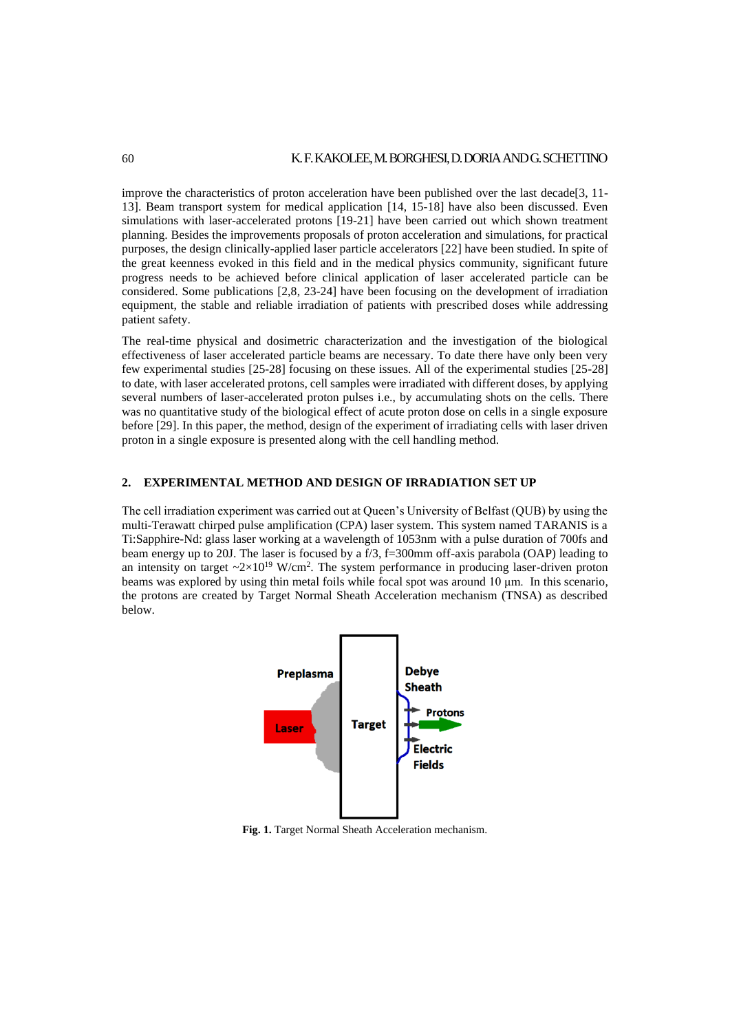improve the characteristics of proton acceleration have been published over the last decade[3, 11-13]. Beam transport system for medical application [14, 15-18] have also been discussed. Even simulations with laser-accelerated protons [19-21] have been carried out which shown treatment planning. Besides the improvements proposals of proton acceleration and simulations, for practical purposes, the design clinically-applied laser particle accelerators [22] have been studied. In spite of the great keenness evoked in this field and in the medical physics community, significant future progress needs to be achieved before clinical application of laser accelerated particle can be considered. Some publications [2,8, 23-24] have been focusing on the development of irradiation equipment, the stable and reliable irradiation of patients with prescribed doses while addressing patient safety.

The real-time physical and dosimetric characterization and the investigation of the biological effectiveness of laser accelerated particle beams are necessary. To date there have only been very few experimental studies [25-28] focusing on these issues. All of the experimental studies [25-28] to date, with laser accelerated protons, cell samples were irradiated with different doses, by applying several numbers of laser-accelerated proton pulses i.e., by accumulating shots on the cells. There was no quantitative study of the biological effect of acute proton dose on cells in a single exposure before [29]. In this paper, the method, design of the experiment of irradiating cells with laser driven proton in a single exposure is presented along with the cell handling method.

## 2. EXPERIMENTAL METHOD AND DESIGN OF IRRADIATION SET UP

The cell irradiation experiment was carried out at Queen's University of Belfast (QUB) by using the multi-Terawatt chirped pulse amplification (CPA) laser system. This system named TARANIS is a Ti:Sapphire-Nd: glass laser working at a wavelength of 1053nm with a pulse duration of 700fs and beam energy up to 20J. The laser is focused by a f/3, f=300mm off-axis parabola (OAP) leading to an intensity on target $\sim 2\times 10^{19}$ W/cm$^2$. The system performance in producing laser-driven proton beams was explored by using thin metal foils while focal spot was around 10 μm. In this scenario, the protons are created by Target Normal Sheath Acceleration mechanism (TNSA) as described below.

Preplasma | Laser | Target | Debye Sheath | Protons | Electric Fields

**Fig. 1.** Target Normal Sheath Acceleration mechanism.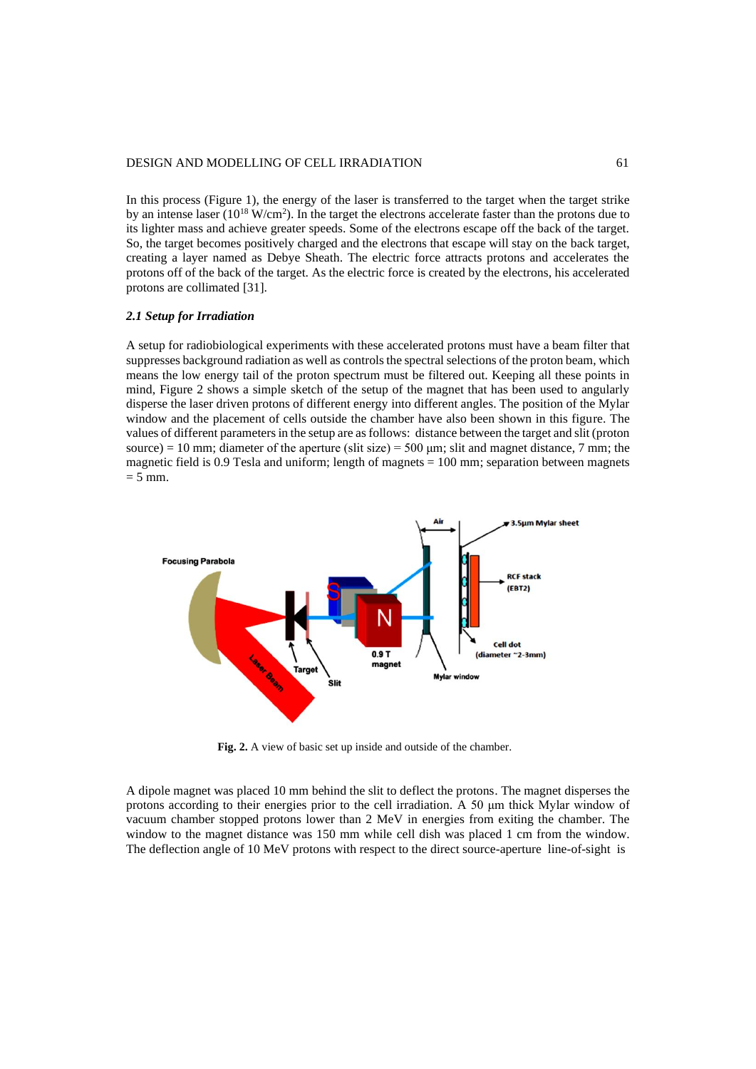In this process (Figure 1), the energy of the laser is transferred to the target when the target strike by an intense laser ($10^{18}$ W/cm$^2$). In the target the electrons accelerate faster than the protons due to its lighter mass and achieve greater speeds. Some of the electrons escape off the back of the target. So, the target becomes positively charged and the electrons that escape will stay on the back target, creating a layer named as Debye Sheath. The electric force attracts protons and accelerates the protons off of the back of the target. As the electric force is created by the electrons, his accelerated protons are collimated [31].

### *2.1 Setup for Irradiation*

A setup for radiobiological experiments with these accelerated protons must have a beam filter that suppresses background radiation as well as controls the spectral selections of the proton beam, which means the low energy tail of the proton spectrum must be filtered out. Keeping all these points in mind, Figure 2 shows a simple sketch of the setup of the magnet that has been used to angularly disperse the laser driven protons of different energy into different angles. The position of the Mylar window and the placement of cells outside the chamber have also been shown in this figure. The values of different parameters in the setup are as follows: distance between the target and slit (proton source) = 10 mm; diameter of the aperture (slit size) = 500 µm; slit and magnet distance, 7 mm; the magnetic field is 0.9 Tesla and uniform; length of magnets = 100 mm; separation between magnets = 5 mm.

**Fig. 2.** A view of basic set up inside and outside of the chamber.

A dipole magnet was placed 10 mm behind the slit to deflect the protons. The magnet disperses the protons according to their energies prior to the cell irradiation. A 50 µm thick Mylar window of vacuum chamber stopped protons lower than 2 MeV in energies from exiting the chamber. The window to the magnet distance was 150 mm while cell dish was placed 1 cm from the window. The deflection angle of 10 MeV protons with respect to the direct source-aperture line-of-sight is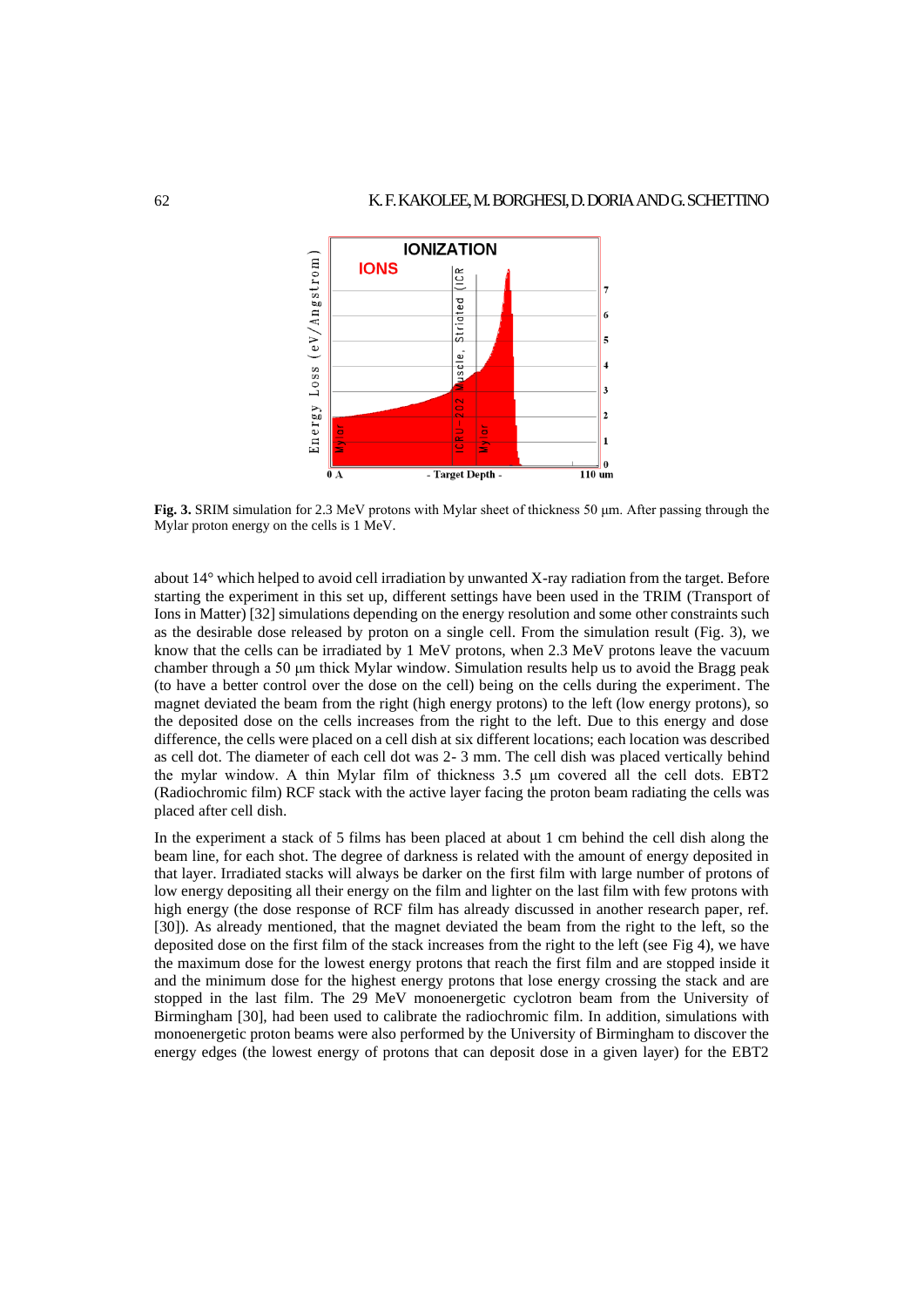**Fig. 3.** SRIM simulation for 2.3 MeV protons with Mylar sheet of thickness 50 μm. After passing through the Mylar proton energy on the cells is 1 MeV.

about 14° which helped to avoid cell irradiation by unwanted X-ray radiation from the target. Before starting the experiment in this set up, different settings have been used in the TRIM (Transport of Ions in Matter) [32] simulations depending on the energy resolution and some other constraints such as the desirable dose released by proton on a single cell. From the simulation result (Fig. 3), we know that the cells can be irradiated by 1 MeV protons, when 2.3 MeV protons leave the vacuum chamber through a 50 μm thick Mylar window. Simulation results help us to avoid the Bragg peak (to have a better control over the dose on the cell) being on the cells during the experiment. The magnet deviated the beam from the right (high energy protons) to the left (low energy protons), so the deposited dose on the cells increases from the right to the left. Due to this energy and dose difference, the cells were placed on a cell dish at six different locations; each location was described as cell dot. The diameter of each cell dot was 2- 3 mm. The cell dish was placed vertically behind the mylar window. A thin Mylar film of thickness 3.5 μm covered all the cell dots. EBT2 (Radiochromic film) RCF stack with the active layer facing the proton beam radiating the cells was placed after cell dish.

In the experiment a stack of 5 films has been placed at about 1 cm behind the cell dish along the beam line, for each shot. The degree of darkness is related with the amount of energy deposited in that layer. Irradiated stacks will always be darker on the first film with large number of protons of low energy depositing all their energy on the film and lighter on the last film with few protons with high energy (the dose response of RCF film has already discussed in another research paper, ref. [30]). As already mentioned, that the magnet deviated the beam from the right to the left, so the deposited dose on the first film of the stack increases from the right to the left (see Fig 4), we have the maximum dose for the lowest energy protons that reach the first film and are stopped inside it and the minimum dose for the highest energy protons that lose energy crossing the stack and are stopped in the last film. The 29 MeV monoenergetic cyclotron beam from the University of Birmingham [30], had been used to calibrate the radiochromic film. In addition, simulations with monoenergetic proton beams were also performed by the University of Birmingham to discover the energy edges (the lowest energy of protons that can deposit dose in a given layer) for the EBT2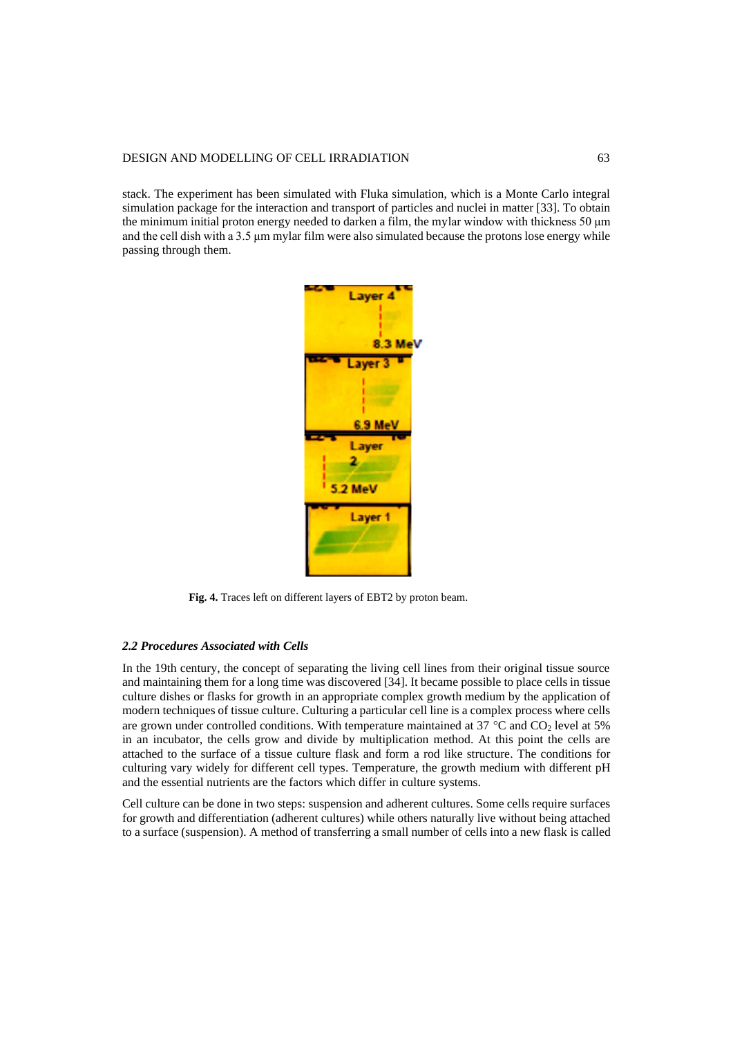stack. The experiment has been simulated with Fluka simulation, which is a Monte Carlo integral simulation package for the interaction and transport of particles and nuclei in matter [33]. To obtain the minimum initial proton energy needed to darken a film, the mylar window with thickness 50 μm and the cell dish with a 3.5 μm mylar film were also simulated because the protons lose energy while passing through them.

**Fig. 4.** Traces left on different layers of EBT2 by proton beam.

### *2.2 Procedures Associated with Cells*

In the 19th century, the concept of separating the living cell lines from their original tissue source and maintaining them for a long time was discovered [34]. It became possible to place cells in tissue culture dishes or flasks for growth in an appropriate complex growth medium by the application of modern techniques of tissue culture. Culturing a particular cell line is a complex process where cells are grown under controlled conditions. With temperature maintained at 37 °C and $CO_2$ level at 5% in an incubator, the cells grow and divide by multiplication method. At this point the cells are attached to the surface of a tissue culture flask and form a rod like structure. The conditions for culturing vary widely for different cell types. Temperature, the growth medium with different pH and the essential nutrients are the factors which differ in culture systems.

Cell culture can be done in two steps: suspension and adherent cultures. Some cells require surfaces for growth and differentiation (adherent cultures) while others naturally live without being attached to a surface (suspension). A method of transferring a small number of cells into a new flask is called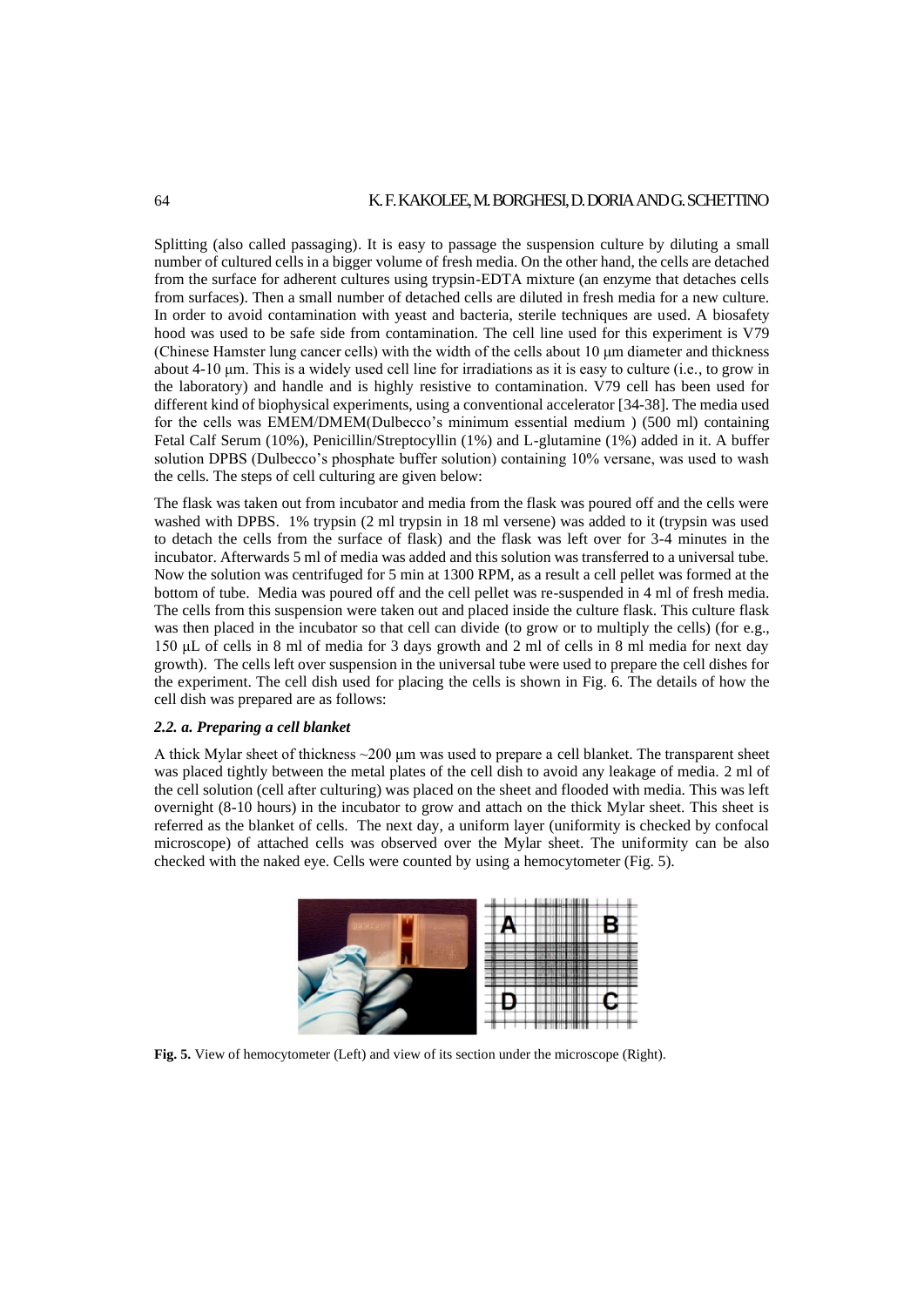Splitting (also called passaging). It is easy to passage the suspension culture by diluting a small number of cultured cells in a bigger volume of fresh media. On the other hand, the cells are detached from the surface for adherent cultures using trypsin-EDTA mixture (an enzyme that detaches cells from surfaces). Then a small number of detached cells are diluted in fresh media for a new culture. In order to avoid contamination with yeast and bacteria, sterile techniques are used. A biosafety hood was used to be safe side from contamination. The cell line used for this experiment is V79 (Chinese Hamster lung cancer cells) with the width of the cells about 10 μm diameter and thickness about 4-10 μm. This is a widely used cell line for irradiations as it is easy to culture (i.e., to grow in the laboratory) and handle and is highly resistive to contamination. V79 cell has been used for different kind of biophysical experiments, using a conventional accelerator [34-38]. The media used for the cells was EMEM/DMEM(Dulbecco's minimum essential medium ) (500 ml) containing Fetal Calf Serum (10%), Penicillin/Streptocyllin (1%) and L-glutamine (1%) added in it. A buffer solution DPBS (Dulbecco's phosphate buffer solution) containing 10% versane, was used to wash the cells. The steps of cell culturing are given below:

The flask was taken out from incubator and media from the flask was poured off and the cells were washed with DPBS. 1% trypsin (2 ml trypsin in 18 ml versene) was added to it (trypsin was used to detach the cells from the surface of flask) and the flask was left over for 3-4 minutes in the incubator. Afterwards 5 ml of media was added and this solution was transferred to a universal tube. Now the solution was centrifuged for 5 min at 1300 RPM, as a result a cell pellet was formed at the bottom of tube. Media was poured off and the cell pellet was re-suspended in 4 ml of fresh media. The cells from this suspension were taken out and placed inside the culture flask. This culture flask was then placed in the incubator so that cell can divide (to grow or to multiply the cells) (for e.g., 150 μL of cells in 8 ml of media for 3 days growth and 2 ml of cells in 8 ml media for next day growth). The cells left over suspension in the universal tube were used to prepare the cell dishes for the experiment. The cell dish used for placing the cells is shown in Fig. 6. The details of how the cell dish was prepared are as follows:

#### *2.2. a. Preparing a cell blanket*

A thick Mylar sheet of thickness ~200 μm was used to prepare a cell blanket. The transparent sheet was placed tightly between the metal plates of the cell dish to avoid any leakage of media. 2 ml of the cell solution (cell after culturing) was placed on the sheet and flooded with media. This was left overnight (8-10 hours) in the incubator to grow and attach on the thick Mylar sheet. This sheet is referred as the blanket of cells. The next day, a uniform layer (uniformity is checked by confocal microscope) of attached cells was observed over the Mylar sheet. The uniformity can be also checked with the naked eye. Cells were counted by using a hemocytometer (Fig. 5).

**Fig. 5.** View of hemocytometer (Left) and view of its section under the microscope (Right).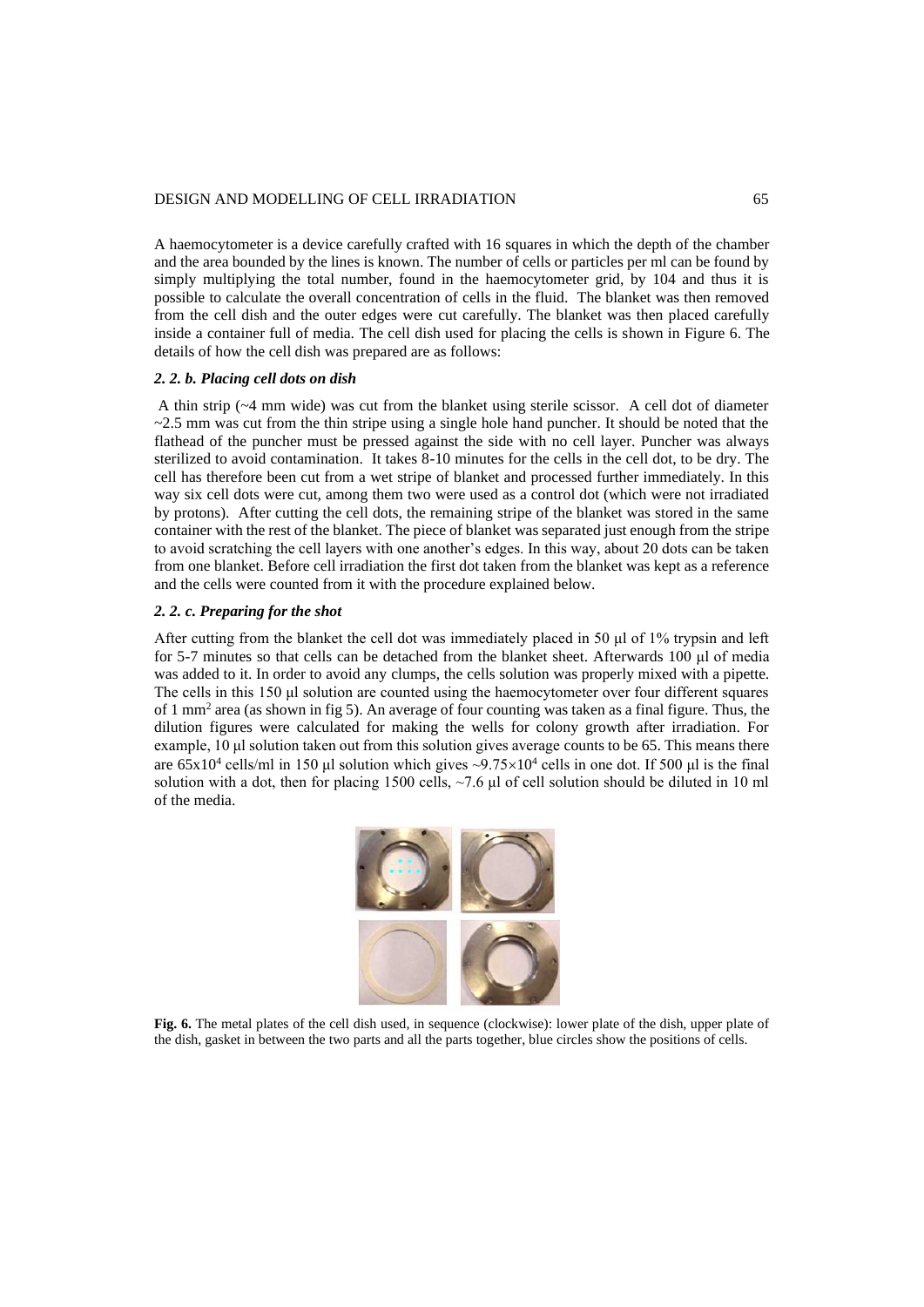A haemocytometer is a device carefully crafted with 16 squares in which the depth of the chamber and the area bounded by the lines is known. The number of cells or particles per ml can be found by simply multiplying the total number, found in the haemocytometer grid, by 104 and thus it is possible to calculate the overall concentration of cells in the fluid. The blanket was then removed from the cell dish and the outer edges were cut carefully. The blanket was then placed carefully inside a container full of media. The cell dish used for placing the cells is shown in Figure 6. The details of how the cell dish was prepared are as follows:

### *2. 2. b. Placing cell dots on dish*

A thin strip (~4 mm wide) was cut from the blanket using sterile scissor. A cell dot of diameter ~2.5 mm was cut from the thin stripe using a single hole hand puncher. It should be noted that the flathead of the puncher must be pressed against the side with no cell layer. Puncher was always sterilized to avoid contamination. It takes 8-10 minutes for the cells in the cell dot, to be dry. The cell has therefore been cut from a wet stripe of blanket and processed further immediately. In this way six cell dots were cut, among them two were used as a control dot (which were not irradiated by protons). After cutting the cell dots, the remaining stripe of the blanket was stored in the same container with the rest of the blanket. The piece of blanket was separated just enough from the stripe to avoid scratching the cell layers with one another's edges. In this way, about 20 dots can be taken from one blanket. Before cell irradiation the first dot taken from the blanket was kept as a reference and the cells were counted from it with the procedure explained below.

### *2. 2. c. Preparing for the shot*

After cutting from the blanket the cell dot was immediately placed in 50 μl of 1% trypsin and left for 5-7 minutes so that cells can be detached from the blanket sheet. Afterwards 100 μl of media was added to it. In order to avoid any clumps, the cells solution was properly mixed with a pipette. The cells in this 150 μl solution are counted using the haemocytometer over four different squares of 1 $mm^2$ area (as shown in fig 5). An average of four counting was taken as a final figure. Thus, the dilution figures were calculated for making the wells for colony growth after irradiation. For example, 10 μl solution taken out from this solution gives average counts to be 65. This means there are $65 \times 10^4$ cells/ml in 150 μl solution which gives $\sim 9.75 \times 10^4$ cells in one dot. If 500 μl is the final solution with a dot, then for placing 1500 cells, ~7.6 μl of cell solution should be diluted in 10 ml of the media.

**Fig. 6.** The metal plates of the cell dish used, in sequence (clockwise): lower plate of the dish, upper plate of the dish, gasket in between the two parts and all the parts together, blue circles show the positions of cells.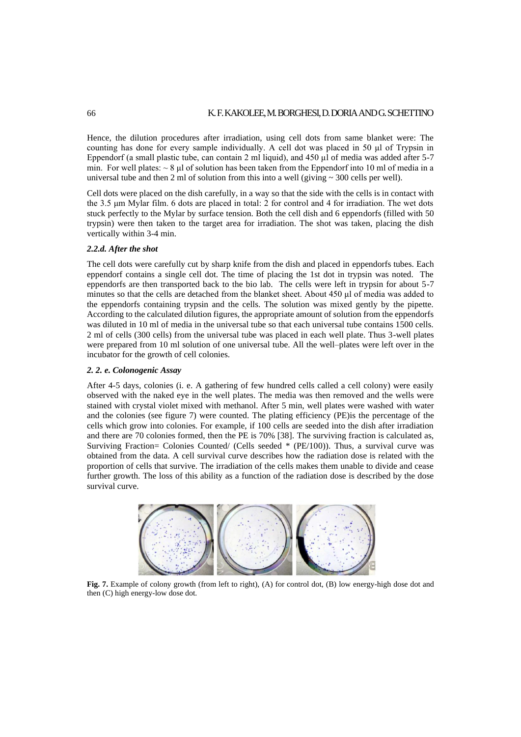Hence, the dilution procedures after irradiation, using cell dots from same blanket were: The counting has done for every sample individually. A cell dot was placed in 50 μl of Trypsin in Eppendorf (a small plastic tube, can contain 2 ml liquid), and 450 μl of media was added after 5-7 min. For well plates: ~ 8 μl of solution has been taken from the Eppendorf into 10 ml of media in a universal tube and then 2 ml of solution from this into a well (giving ~ 300 cells per well).

Cell dots were placed on the dish carefully, in a way so that the side with the cells is in contact with the 3.5 μm Mylar film. 6 dots are placed in total: 2 for control and 4 for irradiation. The wet dots stuck perfectly to the Mylar by surface tension. Both the cell dish and 6 eppendorfs (filled with 50 trypsin) were then taken to the target area for irradiation. The shot was taken, placing the dish vertically within 3-4 min.

#### *2.2.d. After the shot*

The cell dots were carefully cut by sharp knife from the dish and placed in eppendorfs tubes. Each eppendorf contains a single cell dot. The time of placing the 1st dot in trypsin was noted. The eppendorfs are then transported back to the bio lab. The cells were left in trypsin for about 5-7 minutes so that the cells are detached from the blanket sheet. About 450 μl of media was added to the eppendorfs containing trypsin and the cells. The solution was mixed gently by the pipette. According to the calculated dilution figures, the appropriate amount of solution from the eppendorfs was diluted in 10 ml of media in the universal tube so that each universal tube contains 1500 cells. 2 ml of cells (300 cells) from the universal tube was placed in each well plate. Thus 3-well plates were prepared from 10 ml solution of one universal tube. All the well–plates were left over in the incubator for the growth of cell colonies.

#### *2. 2. e. Colonogenic Assay*

After 4-5 days, colonies (i. e. A gathering of few hundred cells called a cell colony) were easily observed with the naked eye in the well plates. The media was then removed and the wells were stained with crystal violet mixed with methanol. After 5 min, well plates were washed with water and the colonies (see figure 7) were counted. The plating efficiency (PE)is the percentage of the cells which grow into colonies. For example, if 100 cells are seeded into the dish after irradiation and there are 70 colonies formed, then the PE is 70% [38]. The surviving fraction is calculated as, Surviving Fraction= Colonies Counted/ (Cells seeded * (PE/100)). Thus, a survival curve was obtained from the data. A cell survival curve describes how the radiation dose is related with the proportion of cells that survive. The irradiation of the cells makes them unable to divide and cease further growth. The loss of this ability as a function of the radiation dose is described by the dose survival curve.

**Fig. 7.** Example of colony growth (from left to right), (A) for control dot, (B) low energy-high dose dot and then (C) high energy-low dose dot.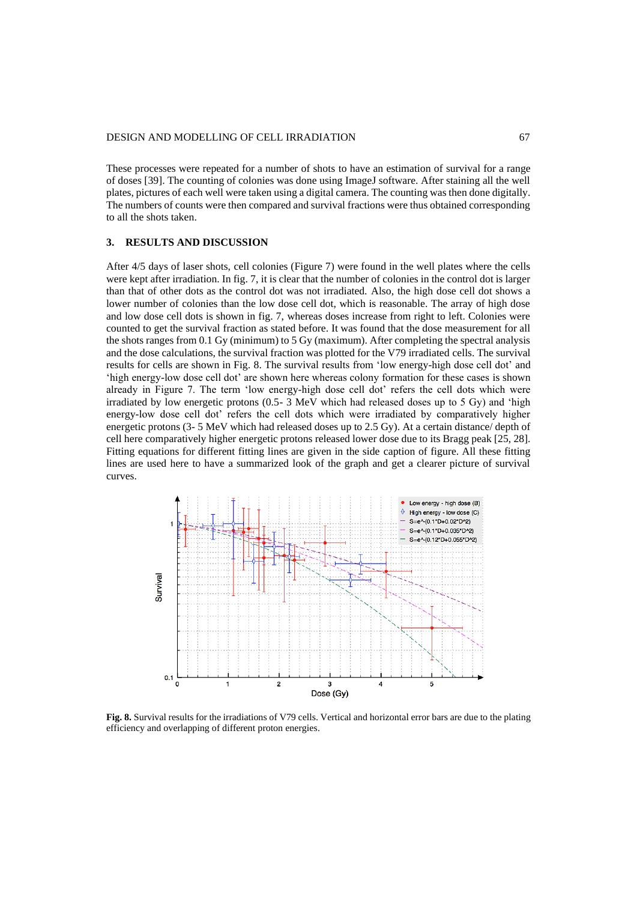These processes were repeated for a number of shots to have an estimation of survival for a range of doses [39]. The counting of colonies was done using ImageJ software. After staining all the well plates, pictures of each well were taken using a digital camera. The counting was then done digitally. The numbers of counts were then compared and survival fractions were thus obtained corresponding to all the shots taken.

## 3. RESULTS AND DISCUSSION

After 4/5 days of laser shots, cell colonies (Figure 7) were found in the well plates where the cells were kept after irradiation. In fig. 7, it is clear that the number of colonies in the control dot is larger than that of other dots as the control dot was not irradiated. Also, the high dose cell dot shows a lower number of colonies than the low dose cell dot, which is reasonable. The array of high dose and low dose cell dots is shown in fig. 7, whereas doses increase from right to left. Colonies were counted to get the survival fraction as stated before. It was found that the dose measurement for all the shots ranges from 0.1 Gy (minimum) to 5 Gy (maximum). After completing the spectral analysis and the dose calculations, the survival fraction was plotted for the V79 irradiated cells. The survival results for cells are shown in Fig. 8. The survival results from 'low energy-high dose cell dot' and 'high energy-low dose cell dot' are shown here whereas colony formation for these cases is shown already in Figure 7. The term 'low energy-high dose cell dot' refers the cell dots which were irradiated by low energetic protons (0.5- 3 MeV which had released doses up to 5 Gy) and 'high energy-low dose cell dot' refers the cell dots which were irradiated by comparatively higher energetic protons (3- 5 MeV which had released doses up to 2.5 Gy). At a certain distance/ depth of cell here comparatively higher energetic protons released lower dose due to its Bragg peak [25, 28]. Fitting equations for different fitting lines are given in the side caption of figure. All these fitting lines are used here to have a summarized look of the graph and get a clearer picture of survival curves.

**Fig. 8.** Survival results for the irradiations of V79 cells. Vertical and horizontal error bars are due to the plating efficiency and overlapping of different proton energies.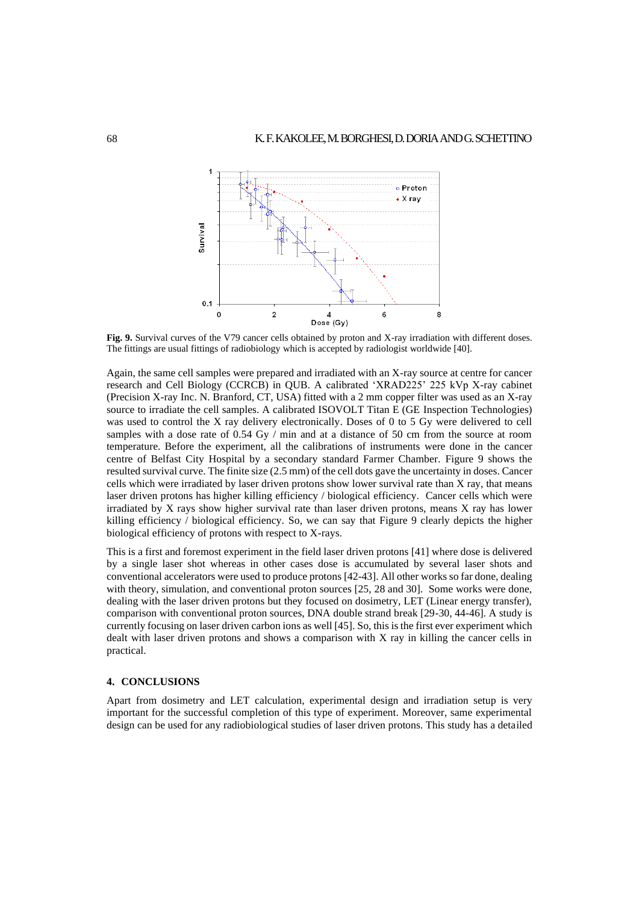**Fig. 9.** Survival curves of the V79 cancer cells obtained by proton and X-ray irradiation with different doses. The fittings are usual fittings of radiobiology which is accepted by radiologist worldwide [40].

Again, the same cell samples were prepared and irradiated with an X-ray source at centre for cancer research and Cell Biology (CCRCB) in QUB. A calibrated 'XRAD225' 225 kVp X-ray cabinet (Precision X-ray Inc. N. Branford, CT, USA) fitted with a 2 mm copper filter was used as an X-ray source to irradiate the cell samples. A calibrated ISOVOLT Titan E (GE Inspection Technologies) was used to control the X ray delivery electronically. Doses of 0 to 5 Gy were delivered to cell samples with a dose rate of 0.54 Gy / min and at a distance of 50 cm from the source at room temperature. Before the experiment, all the calibrations of instruments were done in the cancer centre of Belfast City Hospital by a secondary standard Farmer Chamber. Figure 9 shows the resulted survival curve. The finite size (2.5 mm) of the cell dots gave the uncertainty in doses. Cancer cells which were irradiated by laser driven protons show lower survival rate than X ray, that means laser driven protons has higher killing efficiency / biological efficiency. Cancer cells which were irradiated by X rays show higher survival rate than laser driven protons, means X ray has lower killing efficiency / biological efficiency. So, we can say that Figure 9 clearly depicts the higher biological efficiency of protons with respect to X-rays.

This is a first and foremost experiment in the field laser driven protons [41] where dose is delivered by a single laser shot whereas in other cases dose is accumulated by several laser shots and conventional accelerators were used to produce protons [42-43]. All other works so far done, dealing with theory, simulation, and conventional proton sources [25, 28 and 30]. Some works were done, dealing with the laser driven protons but they focused on dosimetry, LET (Linear energy transfer), comparison with conventional proton sources, DNA double strand break [29-30, 44-46]. A study is currently focusing on laser driven carbon ions as well [45]. So, this is the first ever experiment which dealt with laser driven protons and shows a comparison with X ray in killing the cancer cells in practical.

## 4. CONCLUSIONS

Apart from dosimetry and LET calculation, experimental design and irradiation setup is very important for the successful completion of this type of experiment. Moreover, same experimental design can be used for any radiobiological studies of laser driven protons. This study has a detailed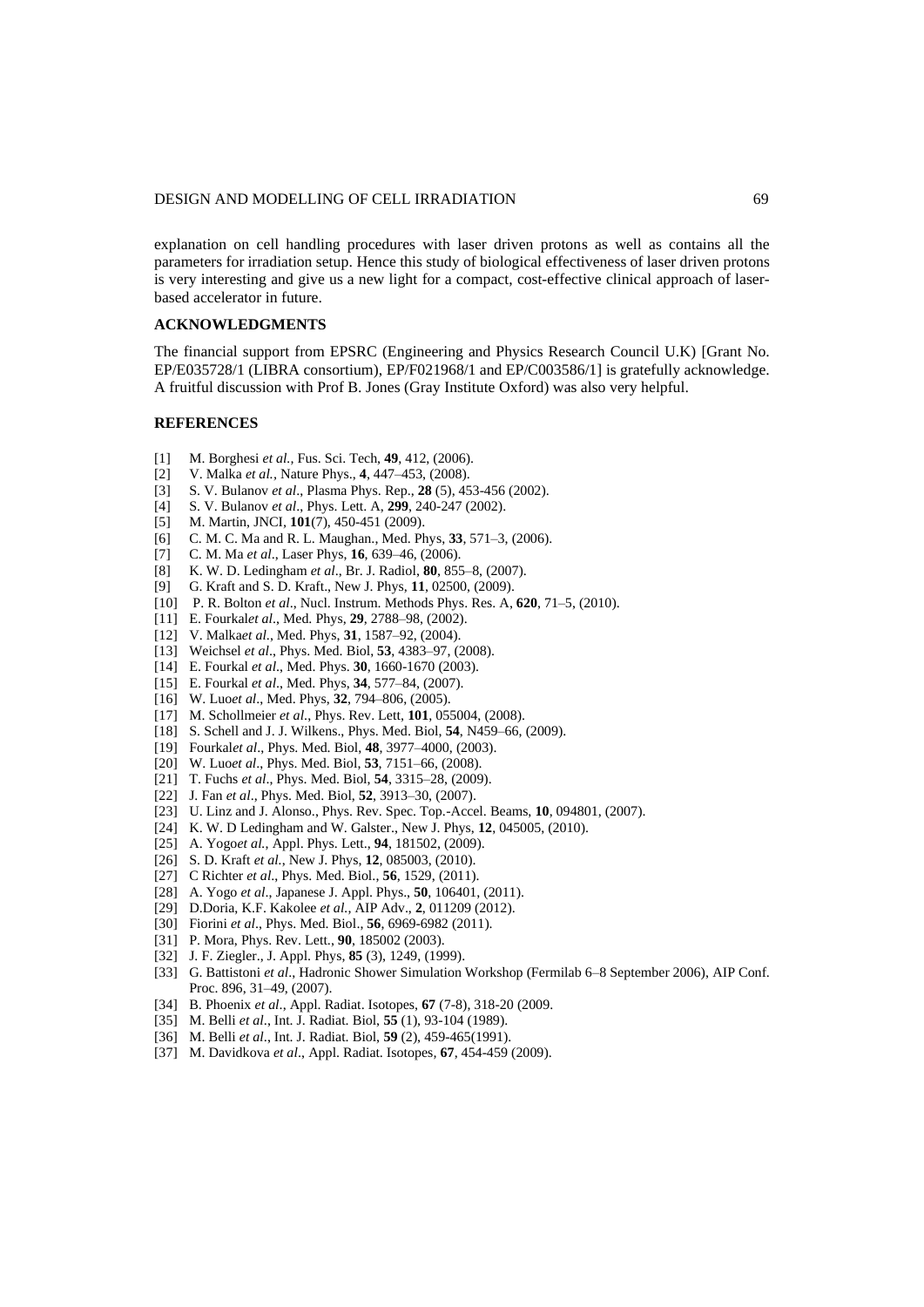explanation on cell handling procedures with laser driven protons as well as contains all the parameters for irradiation setup. Hence this study of biological effectiveness of laser driven protons is very interesting and give us a new light for a compact, cost-effective clinical approach of laser-based accelerator in future.

## ACKNOWLEDGMENTS

The financial support from EPSRC (Engineering and Physics Research Council U.K) [Grant No. EP/E035728/1 (LIBRA consortium), EP/F021968/1 and EP/C003586/1] is gratefully acknowledge. A fruitful discussion with Prof B. Jones (Gray Institute Oxford) was also very helpful.

## REFERENCES

- [1] M. Borghesi *et al.*, Fus. Sci. Tech, **49**, 412, (2006).
- [2] V. Malka *et al.*, Nature Phys., **4**, 447–453, (2008).
- [3] S. V. Bulanov *et al*., Plasma Phys. Rep., **28** (5), 453-456 (2002).
- [4] S. V. Bulanov *et al*., Phys. Lett. A, **299**, 240-247 (2002).
- [5] M. Martin, JNCI, **101**(7), 450-451 (2009).
- [6] C. M. C. Ma and R. L. Maughan., Med. Phys, **33**, 571–3, (2006).
- [7] C. M. Ma *et al*., Laser Phys, **16**, 639–46, (2006).
- [8] K. W. D. Ledingham *et al*., Br. J. Radiol, **80**, 855–8, (2007).
- [9] G. Kraft and S. D. Kraft., New J. Phys, **11**, 02500, (2009).
- [10] P. R. Bolton *et al*., Nucl. Instrum. Methods Phys. Res. A, **620**, 71–5, (2010).
- [11] E. Fourkal*et al*., Med. Phys, **29**, 2788–98, (2002).
- [12] V. Malka*et al*., Med. Phys, **31**, 1587–92, (2004).
- [13] Weichsel *et al*., Phys. Med. Biol, **53**, 4383–97, (2008).
- [14] E. Fourkal *et al*., Med. Phys. **30**, 1660-1670 (2003).
- [15] E. Fourkal *et al*., Med. Phys, **34**, 577–84, (2007).
- [16] W. Luo*et al*., Med. Phys, **32**, 794–806, (2005).
- [17] M. Schollmeier *et al*., Phys. Rev. Lett, **101**, 055004, (2008).
- [18] S. Schell and J. J. Wilkens., Phys. Med. Biol, **54**, N459–66, (2009).
- [19] Fourkal*et al*., Phys. Med. Biol, **48**, 3977–4000, (2003).
- [20] W. Luo*et al*., Phys. Med. Biol, **53**, 7151–66, (2008).
- [21] T. Fuchs *et al*., Phys. Med. Biol, **54**, 3315–28, (2009).
- [22] J. Fan *et al*., Phys. Med. Biol, **52**, 3913–30, (2007).
- [23] U. Linz and J. Alonso., Phys. Rev. Spec. Top.-Accel. Beams, **10**, 094801, (2007).
- [24] K. W. D Ledingham and W. Galster., New J. Phys, **12**, 045005, (2010).
- [25] A. Yogo*et al.*, Appl. Phys. Lett., **94**, 181502, (2009).
- [26] S. D. Kraft *et al.*, New J. Phys, **12**, 085003, (2010).
- [27] C Richter *et al*., Phys. Med. Biol., **56**, 1529, (2011).
- [28] A. Yogo *et al*., Japanese J. Appl. Phys., **50**, 106401, (2011).
- [29] D.Doria, K.F. Kakolee *et al.*, AIP Adv., **2**, 011209 (2012).
- [30] Fiorini *et al*., Phys. Med. Biol., **56**, 6969-6982 (2011).
- [31] P. Mora, Phys. Rev. Lett., **90**, 185002 (2003).
- [32] J. F. Ziegler., J. Appl. Phys, **85** (3), 1249, (1999).
- [33] G. Battistoni *et al*., Hadronic Shower Simulation Workshop (Fermilab 6–8 September 2006), AIP Conf. Proc. 896, 31–49, (2007).
- [34] B. Phoenix *et al*., Appl. Radiat. Isotopes, **67** (7-8), 318-20 (2009.
- [35] M. Belli *et al*., Int. J. Radiat. Biol, **55** (1), 93-104 (1989).
- [36] M. Belli *et al*., Int. J. Radiat. Biol, **59** (2), 459-465(1991).
- [37] M. Davidkova *et al*., Appl. Radiat. Isotopes, **67**, 454-459 (2009).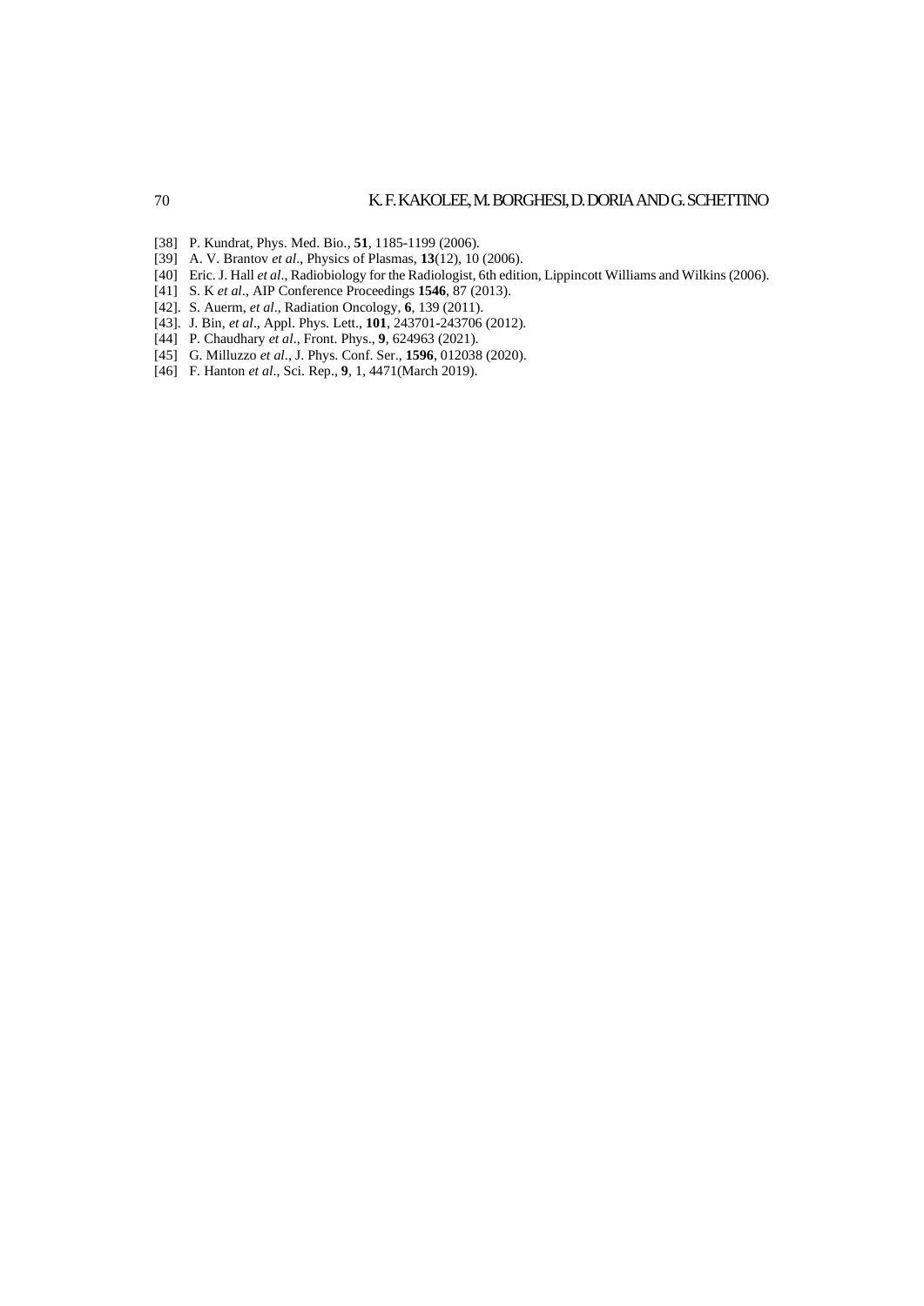[38] P. Kundrat, Phys. Med. Bio., **51**, 1185-1199 (2006).
[39] A. V. Brantov *et al*., Physics of Plasmas, **13**(12), 10 (2006).
[40] Eric. J. Hall *et al*., Radiobiology for the Radiologist, 6th edition, Lippincott Williams and Wilkins (2006).
[41] S. K *et al*., AIP Conference Proceedings **1546**, 87 (2013).
[42]. S. Auerm, *et al*., Radiation Oncology, **6**, 139 (2011).
[43]. J. Bin, *et al*., Appl. Phys. Lett., **101**, 243701-243706 (2012).
[44] P. Chaudhary *et al*., Front. Phys., **9**, 624963 (2021).
[45] G. Milluzzo *et al*., J. Phys. Conf. Ser., **1596**, 012038 (2020).
[46] F. Hanton *et al*., Sci. Rep., **9**, 1, 4471(March 2019).